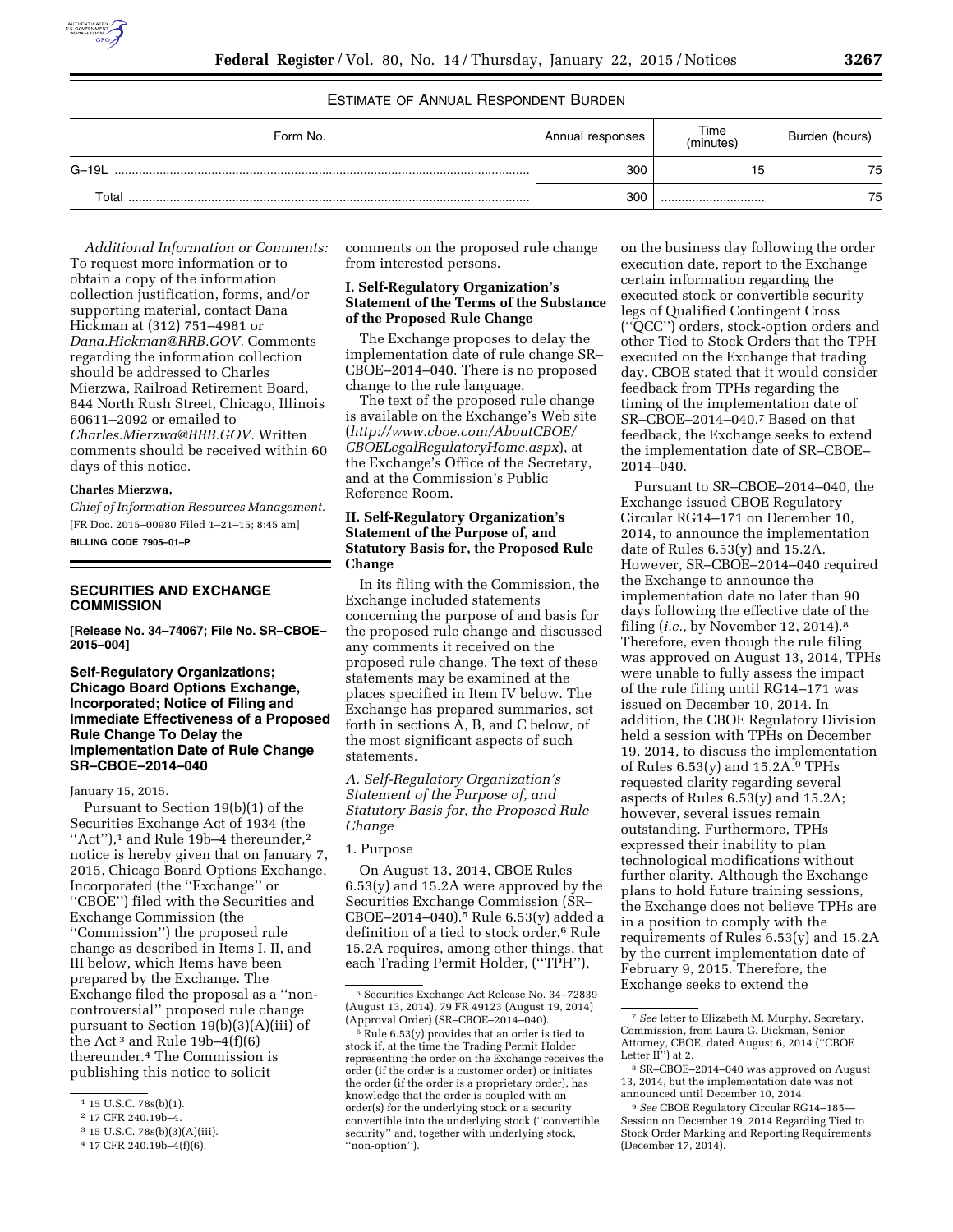ESTIMATE OF ANNUAL RESPONDENT BURDEN

| Form No. | Annual responses | Time (minutes) | Burden (hours) |
| --- | --- | --- | --- |
| G–19L | 300 | 15 | 75 |
| Total | 300 | .............................. | 75 |

*Additional Information or Comments:* To request more information or to obtain a copy of the information collection justification, forms, and/or supporting material, contact Dana Hickman at (312) 751–4981 or *Dana.Hickman@RRB.GOV*. Comments regarding the information collection should be addressed to Charles Mierzwa, Railroad Retirement Board, 844 North Rush Street, Chicago, Illinois 60611–2092 or emailed to *Charles.Mierzwa@RRB.GOV*. Written comments should be received within 60 days of this notice.

**Charles Mierzwa,**

*Chief of Information Resources Management.*

[FR Doc. 2015–00980 Filed 1–21–15; 8:45 am]

**BILLING CODE 7905–01–P**

## SECURITIES AND EXCHANGE COMMISSION

**[Release No. 34–74067; File No. SR–CBOE–2015–004]**

### Self-Regulatory Organizations; Chicago Board Options Exchange, Incorporated; Notice of Filing and Immediate Effectiveness of a Proposed Rule Change To Delay the Implementation Date of Rule Change SR–CBOE–2014–040

January 15, 2015.

Pursuant to Section 19(b)(1) of the Securities Exchange Act of 1934 (the ''Act''),[1] and Rule 19b–4 thereunder,[2] notice is hereby given that on January 7, 2015, Chicago Board Options Exchange, Incorporated (the ''Exchange'' or ''CBOE'') filed with the Securities and Exchange Commission (the ''Commission'') the proposed rule change as described in Items I, II, and III below, which Items have been prepared by the Exchange. The Exchange filed the proposal as a ''non-controversial'' proposed rule change pursuant to Section 19(b)(3)(A)(iii) of the Act[3] and Rule 19b–4(f)(6) thereunder.[4] The Commission is publishing this notice to solicit comments on the proposed rule change from interested persons.

### I. Self-Regulatory Organization's Statement of the Terms of the Substance of the Proposed Rule Change

The Exchange proposes to delay the implementation date of rule change SR–CBOE–2014–040. There is no proposed change to the rule language.

The text of the proposed rule change is available on the Exchange's Web site (*http://www.cboe.com/AboutCBOE/CBOELegalRegulatoryHome.aspx*), at the Exchange's Office of the Secretary, and at the Commission's Public Reference Room.

### II. Self-Regulatory Organization's Statement of the Purpose of, and Statutory Basis for, the Proposed Rule Change

In its filing with the Commission, the Exchange included statements concerning the purpose of and basis for the proposed rule change and discussed any comments it received on the proposed rule change. The text of these statements may be examined at the places specified in Item IV below. The Exchange has prepared summaries, set forth in sections A, B, and C below, of the most significant aspects of such statements.

*A. Self-Regulatory Organization's Statement of the Purpose of, and Statutory Basis for, the Proposed Rule Change*

1. Purpose

On August 13, 2014, CBOE Rules 6.53(y) and 15.2A were approved by the Securities Exchange Commission (SR–CBOE–2014–040).[5] Rule 6.53(y) added a definition of a tied to stock order.[6] Rule 15.2A requires, among other things, that each Trading Permit Holder, (''TPH''), on the business day following the order execution date, report to the Exchange certain information regarding the executed stock or convertible security legs of Qualified Contingent Cross (''QCC'') orders, stock-option orders and other Tied to Stock Orders that the TPH executed on the Exchange that trading day. CBOE stated that it would consider feedback from TPHs regarding the timing of the implementation date of SR–CBOE–2014–040.[7] Based on that feedback, the Exchange seeks to extend the implementation date of SR–CBOE–2014–040.

Pursuant to SR–CBOE–2014–040, the Exchange issued CBOE Regulatory Circular RG14–171 on December 10, 2014, to announce the implementation date of Rules 6.53(y) and 15.2A. However, SR–CBOE–2014–040 required the Exchange to announce the implementation date no later than 90 days following the effective date of the filing (*i.e.,* by November 12, 2014).[8] Therefore, even though the rule filing was approved on August 13, 2014, TPHs were unable to fully assess the impact of the rule filing until RG14–171 was issued on December 10, 2014. In addition, the CBOE Regulatory Division held a session with TPHs on December 19, 2014, to discuss the implementation of Rules 6.53(y) and 15.2A.[9] TPHs requested clarity regarding several aspects of Rules 6.53(y) and 15.2A; however, several issues remain outstanding. Furthermore, TPHs expressed their inability to plan technological modifications without further clarity. Although the Exchange plans to hold future training sessions, the Exchange does not believe TPHs are in a position to comply with the requirements of Rules 6.53(y) and 15.2A by the current implementation date of February 9, 2015. Therefore, the Exchange seeks to extend the

---

[1] 15 U.S.C. 78s(b)(1).

[2] 17 CFR 240.19b–4.

[3] 15 U.S.C. 78s(b)(3)(A)(iii).

[4] 17 CFR 240.19b–4(f)(6).

[5] Securities Exchange Act Release No. 34–72839 (August 13, 2014), 79 FR 49123 (August 19, 2014) (Approval Order) (SR–CBOE–2014–040).

[6] Rule 6.53(y) provides that an order is tied to stock if, at the time the Trading Permit Holder representing the order on the Exchange receives the order (if the order is a customer order) or initiates the order (if the order is a proprietary order), has knowledge that the order is coupled with an order(s) for the underlying stock or a security convertible into the underlying stock (''convertible security'' and, together with underlying stock, ''non-option'').

[7] *See* letter to Elizabeth M. Murphy, Secretary, Commission, from Laura G. Dickman, Senior Attorney, CBOE, dated August 6, 2014 (''CBOE Letter II'') at 2.

[8] SR–CBOE–2014–040 was approved on August 13, 2014, but the implementation date was not announced until December 10, 2014.

[9] *See* CBOE Regulatory Circular RG14–185—Session on December 19, 2014 Regarding Tied to Stock Order Marking and Reporting Requirements (December 17, 2014).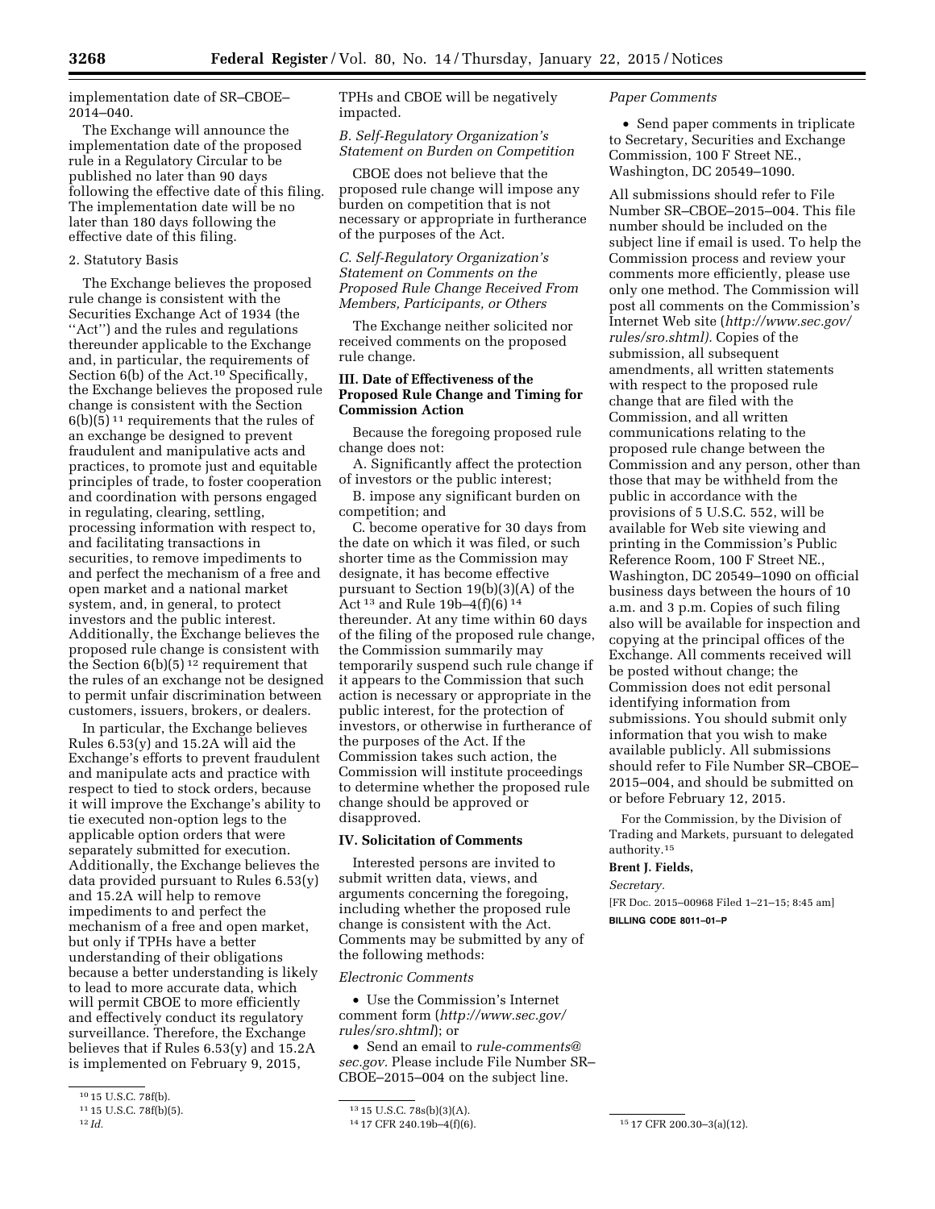implementation date of SR–CBOE–2014–040.

The Exchange will announce the implementation date of the proposed rule in a Regulatory Circular to be published no later than 90 days following the effective date of this filing. The implementation date will be no later than 180 days following the effective date of this filing.

2. Statutory Basis

The Exchange believes the proposed rule change is consistent with the Securities Exchange Act of 1934 (the ''Act'') and the rules and regulations thereunder applicable to the Exchange and, in particular, the requirements of Section 6(b) of the Act.[10] Specifically, the Exchange believes the proposed rule change is consistent with the Section 6(b)(5)[11] requirements that the rules of an exchange be designed to prevent fraudulent and manipulative acts and practices, to promote just and equitable principles of trade, to foster cooperation and coordination with persons engaged in regulating, clearing, settling, processing information with respect to, and facilitating transactions in securities, to remove impediments to and perfect the mechanism of a free and open market and a national market system, and, in general, to protect investors and the public interest. Additionally, the Exchange believes the proposed rule change is consistent with the Section 6(b)(5)[12] requirement that the rules of an exchange not be designed to permit unfair discrimination between customers, issuers, brokers, or dealers.

In particular, the Exchange believes Rules 6.53(y) and 15.2A will aid the Exchange's efforts to prevent fraudulent and manipulate acts and practice with respect to tied to stock orders, because it will improve the Exchange's ability to tie executed non-option legs to the applicable option orders that were separately submitted for execution. Additionally, the Exchange believes the data provided pursuant to Rules 6.53(y) and 15.2A will help to remove impediments to and perfect the mechanism of a free and open market, but only if TPHs have a better understanding of their obligations because a better understanding is likely to lead to more accurate data, which will permit CBOE to more efficiently and effectively conduct its regulatory surveillance. Therefore, the Exchange believes that if Rules 6.53(y) and 15.2A is implemented on February 9, 2015, TPHs and CBOE will be negatively impacted.

*B. Self-Regulatory Organization's Statement on Burden on Competition*

CBOE does not believe that the proposed rule change will impose any burden on competition that is not necessary or appropriate in furtherance of the purposes of the Act.

*C. Self-Regulatory Organization's Statement on Comments on the Proposed Rule Change Received From Members, Participants, or Others*

The Exchange neither solicited nor received comments on the proposed rule change.

**III. Date of Effectiveness of the Proposed Rule Change and Timing for Commission Action**

Because the foregoing proposed rule change does not:

A. Significantly affect the protection of investors or the public interest;

B. impose any significant burden on competition; and

C. become operative for 30 days from the date on which it was filed, or such shorter time as the Commission may designate, it has become effective pursuant to Section 19(b)(3)(A) of the Act[13] and Rule 19b–4(f)(6)[14] thereunder. At any time within 60 days of the filing of the proposed rule change, the Commission summarily may temporarily suspend such rule change if it appears to the Commission that such action is necessary or appropriate in the public interest, for the protection of investors, or otherwise in furtherance of the purposes of the Act. If the Commission takes such action, the Commission will institute proceedings to determine whether the proposed rule change should be approved or disapproved.

**IV. Solicitation of Comments**

Interested persons are invited to submit written data, views, and arguments concerning the foregoing, including whether the proposed rule change is consistent with the Act. Comments may be submitted by any of the following methods:

*Electronic Comments*

- Use the Commission's Internet comment form (*http://www.sec.gov/rules/sro.shtml*); or
- Send an email to *rule-comments@sec.gov.* Please include File Number SR–CBOE–2015–004 on the subject line.

*Paper Comments*

- Send paper comments in triplicate to Secretary, Securities and Exchange Commission, 100 F Street NE., Washington, DC 20549–1090.

All submissions should refer to File Number SR–CBOE–2015–004. This file number should be included on the subject line if email is used. To help the Commission process and review your comments more efficiently, please use only one method. The Commission will post all comments on the Commission's Internet Web site (*http://www.sec.gov/rules/sro.shtml).* Copies of the submission, all subsequent amendments, all written statements with respect to the proposed rule change that are filed with the Commission, and all written communications relating to the proposed rule change between the Commission and any person, other than those that may be withheld from the public in accordance with the provisions of 5 U.S.C. 552, will be available for Web site viewing and printing in the Commission's Public Reference Room, 100 F Street NE., Washington, DC 20549–1090 on official business days between the hours of 10 a.m. and 3 p.m. Copies of such filing also will be available for inspection and copying at the principal offices of the Exchange. All comments received will be posted without change; the Commission does not edit personal identifying information from submissions. You should submit only information that you wish to make available publicly. All submissions should refer to File Number SR–CBOE–2015–004, and should be submitted on or before February 12, 2015.

For the Commission, by the Division of Trading and Markets, pursuant to delegated authority.[15]

**Brent J. Fields,**

*Secretary.*

[FR Doc. 2015–00968 Filed 1–21–15; 8:45 am]

**BILLING CODE 8011–01–P**

---

[10] 15 U.S.C. 78f(b).

[11] 15 U.S.C. 78f(b)(5).

[12] *Id.*

[13] 15 U.S.C. 78s(b)(3)(A).

[14] 17 CFR 240.19b–4(f)(6).

[15] 17 CFR 200.30–3(a)(12).